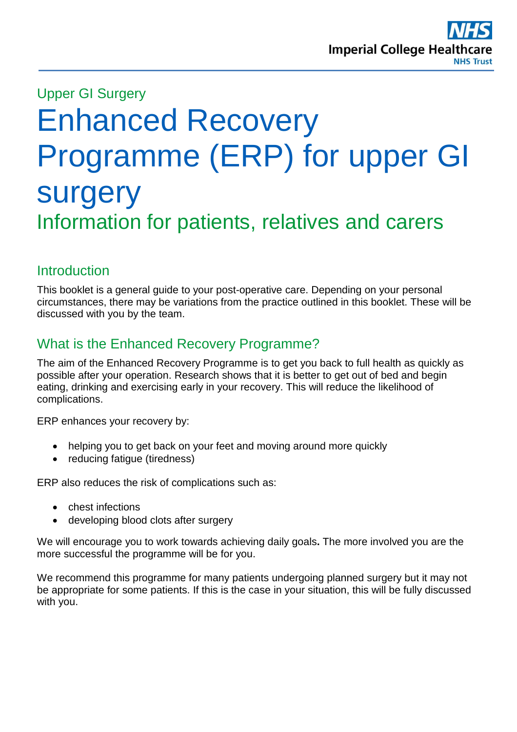Upper GI Surgery

# Enhanced Recovery Programme (ERP) for upper GI surgery

## Information for patients, relatives and carers

## Introduction

This booklet is a general guide to your post-operative care. Depending on your personal circumstances, there may be variations from the practice outlined in this booklet. These will be discussed with you by the team.

## What is the Enhanced Recovery Programme?

The aim of the Enhanced Recovery Programme is to get you back to full health as quickly as possible after your operation. Research shows that it is better to get out of bed and begin eating, drinking and exercising early in your recovery. This will reduce the likelihood of complications.

ERP enhances your recovery by:

- helping you to get back on your feet and moving around more quickly
- reducing fatigue (tiredness)

ERP also reduces the risk of complications such as:

- chest infections
- developing blood clots after surgery

We will encourage you to work towards achieving daily goals**.** The more involved you are the more successful the programme will be for you.

We recommend this programme for many patients undergoing planned surgery but it may not be appropriate for some patients. If this is the case in your situation, this will be fully discussed with you.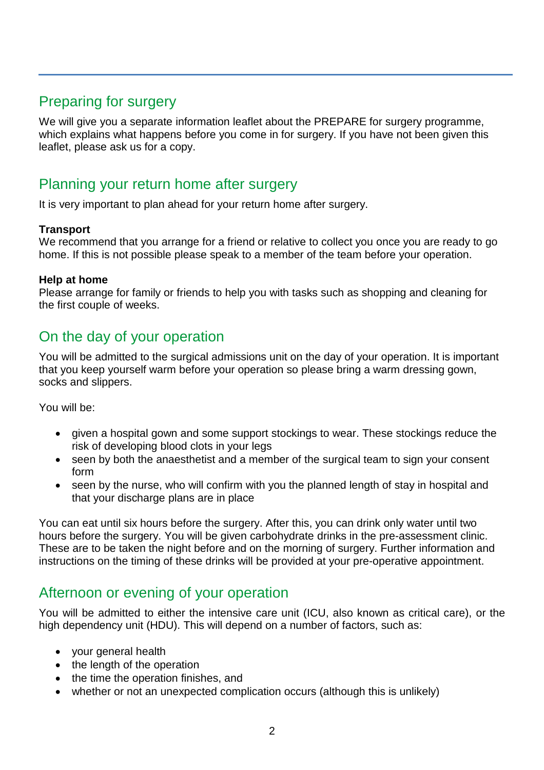## Preparing for surgery

We will give you a separate information leaflet about the PREPARE for surgery programme, which explains what happens before you come in for surgery. If you have not been given this leaflet, please ask us for a copy.

## Planning your return home after surgery

It is very important to plan ahead for your return home after surgery.

**Transport**
We recommend that you arrange for a friend or relative to collect you once you are ready to go home. If this is not possible please speak to a member of the team before your operation.

**Help at home**
Please arrange for family or friends to help you with tasks such as shopping and cleaning for the first couple of weeks.

## On the day of your operation

You will be admitted to the surgical admissions unit on the day of your operation. It is important that you keep yourself warm before your operation so please bring a warm dressing gown, socks and slippers.

You will be:

- given a hospital gown and some support stockings to wear. These stockings reduce the risk of developing blood clots in your legs
- seen by both the anaesthetist and a member of the surgical team to sign your consent form
- seen by the nurse, who will confirm with you the planned length of stay in hospital and that your discharge plans are in place

You can eat until six hours before the surgery. After this, you can drink only water until two hours before the surgery. You will be given carbohydrate drinks in the pre-assessment clinic. These are to be taken the night before and on the morning of surgery. Further information and instructions on the timing of these drinks will be provided at your pre-operative appointment.

## Afternoon or evening of your operation

You will be admitted to either the intensive care unit (ICU, also known as critical care), or the high dependency unit (HDU). This will depend on a number of factors, such as:

- your general health
- the length of the operation
- the time the operation finishes, and
- whether or not an unexpected complication occurs (although this is unlikely)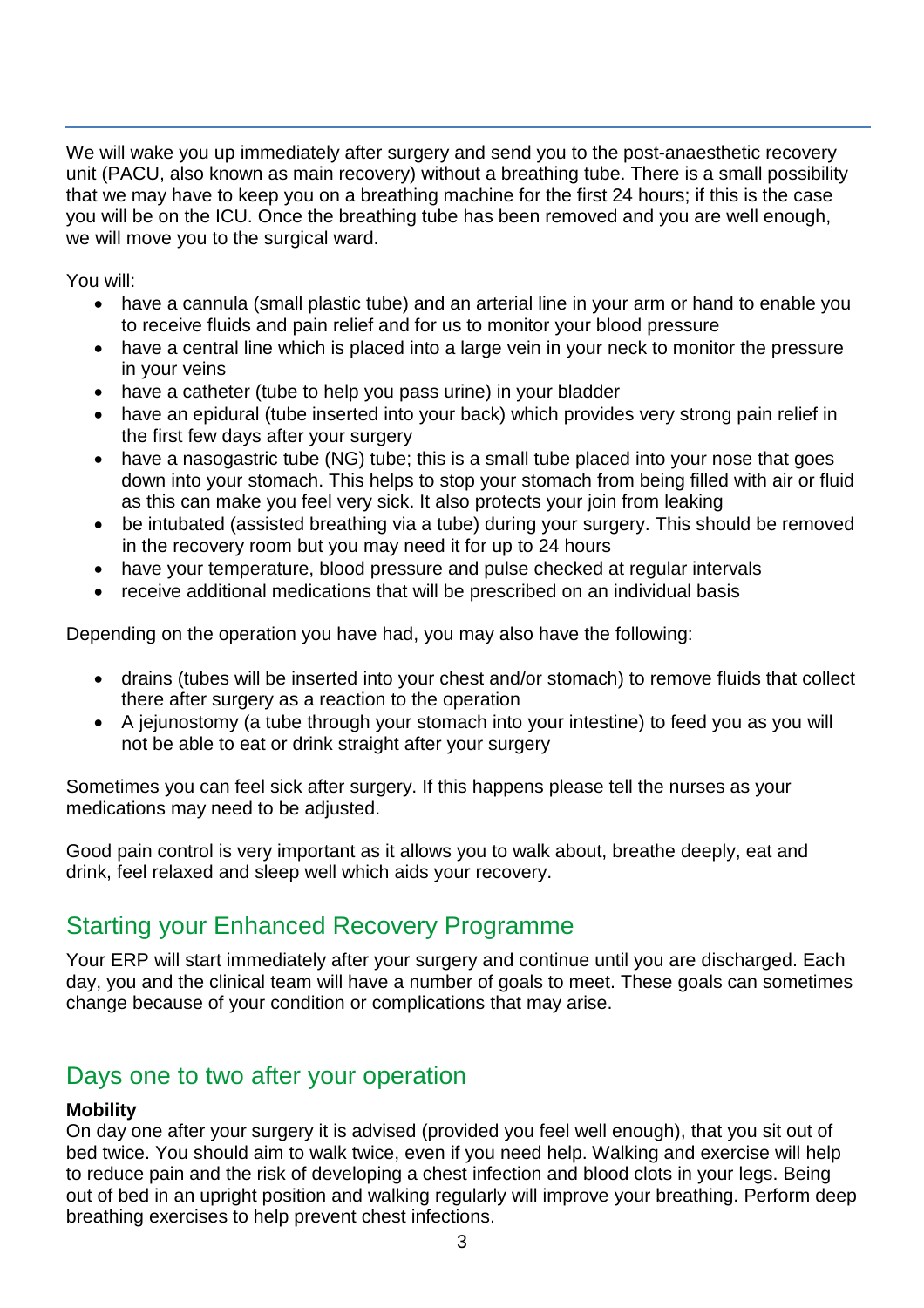We will wake you up immediately after surgery and send you to the post-anaesthetic recovery unit (PACU, also known as main recovery) without a breathing tube. There is a small possibility that we may have to keep you on a breathing machine for the first 24 hours; if this is the case you will be on the ICU. Once the breathing tube has been removed and you are well enough, we will move you to the surgical ward.

You will:

- have a cannula (small plastic tube) and an arterial line in your arm or hand to enable you to receive fluids and pain relief and for us to monitor your blood pressure
- have a central line which is placed into a large vein in your neck to monitor the pressure in your veins
- have a catheter (tube to help you pass urine) in your bladder
- have an epidural (tube inserted into your back) which provides very strong pain relief in the first few days after your surgery
- have a nasogastric tube (NG) tube; this is a small tube placed into your nose that goes down into your stomach. This helps to stop your stomach from being filled with air or fluid as this can make you feel very sick. It also protects your join from leaking
- be intubated (assisted breathing via a tube) during your surgery. This should be removed in the recovery room but you may need it for up to 24 hours
- have your temperature, blood pressure and pulse checked at regular intervals
- receive additional medications that will be prescribed on an individual basis

Depending on the operation you have had, you may also have the following:

- drains (tubes will be inserted into your chest and/or stomach) to remove fluids that collect there after surgery as a reaction to the operation
- A jejunostomy (a tube through your stomach into your intestine) to feed you as you will not be able to eat or drink straight after your surgery

Sometimes you can feel sick after surgery. If this happens please tell the nurses as your medications may need to be adjusted.

Good pain control is very important as it allows you to walk about, breathe deeply, eat and drink, feel relaxed and sleep well which aids your recovery.

## Starting your Enhanced Recovery Programme

Your ERP will start immediately after your surgery and continue until you are discharged. Each day, you and the clinical team will have a number of goals to meet. These goals can sometimes change because of your condition or complications that may arise.

## Days one to two after your operation

**Mobility**

On day one after your surgery it is advised (provided you feel well enough), that you sit out of bed twice. You should aim to walk twice, even if you need help. Walking and exercise will help to reduce pain and the risk of developing a chest infection and blood clots in your legs. Being out of bed in an upright position and walking regularly will improve your breathing. Perform deep breathing exercises to help prevent chest infections.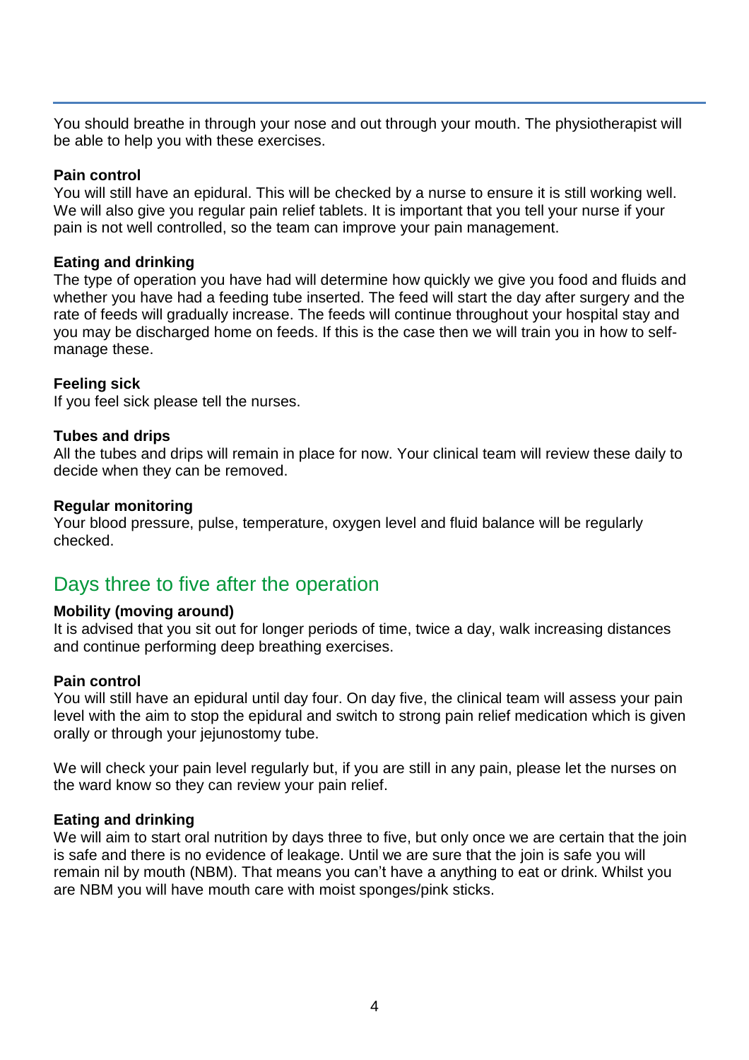You should breathe in through your nose and out through your mouth. The physiotherapist will be able to help you with these exercises.

**Pain control**

You will still have an epidural. This will be checked by a nurse to ensure it is still working well. We will also give you regular pain relief tablets. It is important that you tell your nurse if your pain is not well controlled, so the team can improve your pain management.

**Eating and drinking**

The type of operation you have had will determine how quickly we give you food and fluids and whether you have had a feeding tube inserted. The feed will start the day after surgery and the rate of feeds will gradually increase. The feeds will continue throughout your hospital stay and you may be discharged home on feeds. If this is the case then we will train you in how to self-manage these.

**Feeling sick**

If you feel sick please tell the nurses.

**Tubes and drips**

All the tubes and drips will remain in place for now. Your clinical team will review these daily to decide when they can be removed.

**Regular monitoring**

Your blood pressure, pulse, temperature, oxygen level and fluid balance will be regularly checked.

## Days three to five after the operation

**Mobility (moving around)**

It is advised that you sit out for longer periods of time, twice a day, walk increasing distances and continue performing deep breathing exercises.

**Pain control**

You will still have an epidural until day four. On day five, the clinical team will assess your pain level with the aim to stop the epidural and switch to strong pain relief medication which is given orally or through your jejunostomy tube.

We will check your pain level regularly but, if you are still in any pain, please let the nurses on the ward know so they can review your pain relief.

**Eating and drinking**

We will aim to start oral nutrition by days three to five, but only once we are certain that the join is safe and there is no evidence of leakage. Until we are sure that the join is safe you will remain nil by mouth (NBM). That means you can't have a anything to eat or drink. Whilst you are NBM you will have mouth care with moist sponges/pink sticks.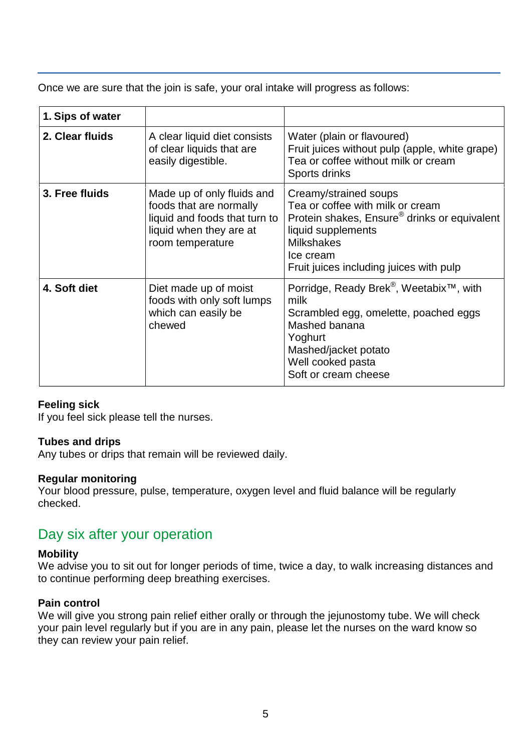Once we are sure that the join is safe, your oral intake will progress as follows:

| | | |
|---|---|---|
| **1. Sips of water** | | |
| **2. Clear fluids** | A clear liquid diet consists of clear liquids that are easily digestible. | Water (plain or flavoured)<br>Fruit juices without pulp (apple, white grape)<br>Tea or coffee without milk or cream<br>Sports drinks |
| **3. Free fluids** | Made up of only fluids and foods that are normally liquid and foods that turn to liquid when they are at room temperature | Creamy/strained soups<br>Tea or coffee with milk or cream<br>Protein shakes, Ensure® drinks or equivalent liquid supplements<br>Milkshakes<br>Ice cream<br>Fruit juices including juices with pulp |
| **4. Soft diet** | Diet made up of moist foods with only soft lumps which can easily be chewed | Porridge, Ready Brek®, Weetabix™, with milk<br>Scrambled egg, omelette, poached eggs<br>Mashed banana<br>Yoghurt<br>Mashed/jacket potato<br>Well cooked pasta<br>Soft or cream cheese |

**Feeling sick**
If you feel sick please tell the nurses.

**Tubes and drips**
Any tubes or drips that remain will be reviewed daily.

**Regular monitoring**
Your blood pressure, pulse, temperature, oxygen level and fluid balance will be regularly checked.

## Day six after your operation

**Mobility**
We advise you to sit out for longer periods of time, twice a day, to walk increasing distances and to continue performing deep breathing exercises.

**Pain control**
We will give you strong pain relief either orally or through the jejunostomy tube. We will check your pain level regularly but if you are in any pain, please let the nurses on the ward know so they can review your pain relief.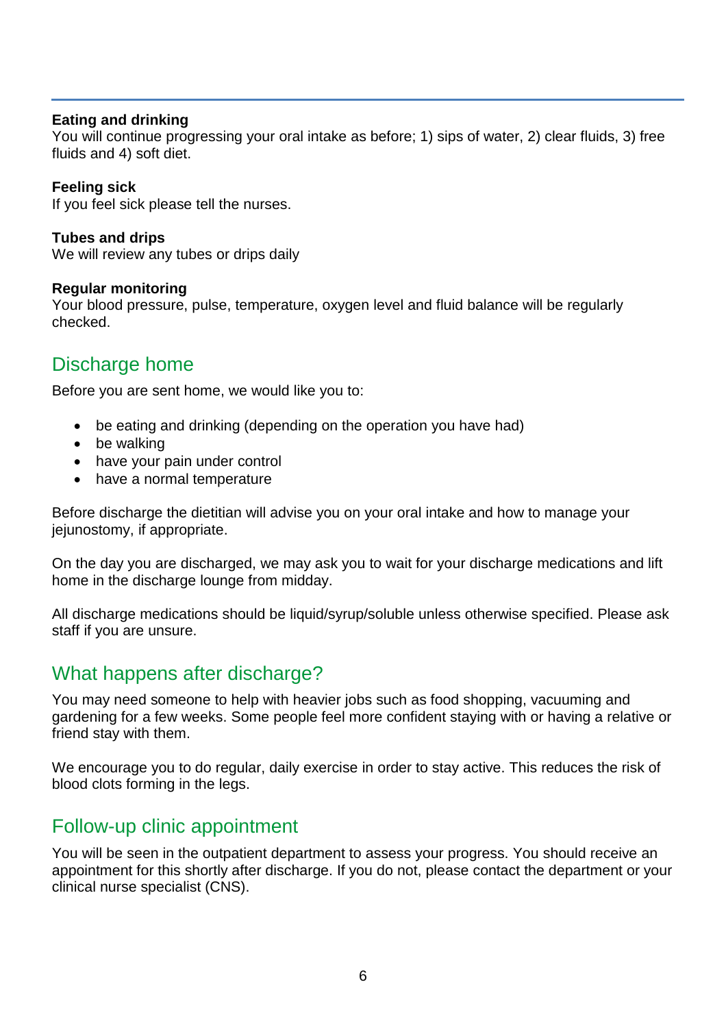**Eating and drinking**
You will continue progressing your oral intake as before; 1) sips of water, 2) clear fluids, 3) free fluids and 4) soft diet.

**Feeling sick**
If you feel sick please tell the nurses.

**Tubes and drips**
We will review any tubes or drips daily

**Regular monitoring**
Your blood pressure, pulse, temperature, oxygen level and fluid balance will be regularly checked.

## Discharge home

Before you are sent home, we would like you to:

- be eating and drinking (depending on the operation you have had)
- be walking
- have your pain under control
- have a normal temperature

Before discharge the dietitian will advise you on your oral intake and how to manage your jejunostomy, if appropriate.

On the day you are discharged, we may ask you to wait for your discharge medications and lift home in the discharge lounge from midday.

All discharge medications should be liquid/syrup/soluble unless otherwise specified. Please ask staff if you are unsure.

## What happens after discharge?

You may need someone to help with heavier jobs such as food shopping, vacuuming and gardening for a few weeks. Some people feel more confident staying with or having a relative or friend stay with them.

We encourage you to do regular, daily exercise in order to stay active. This reduces the risk of blood clots forming in the legs.

## Follow-up clinic appointment

You will be seen in the outpatient department to assess your progress. You should receive an appointment for this shortly after discharge. If you do not, please contact the department or your clinical nurse specialist (CNS).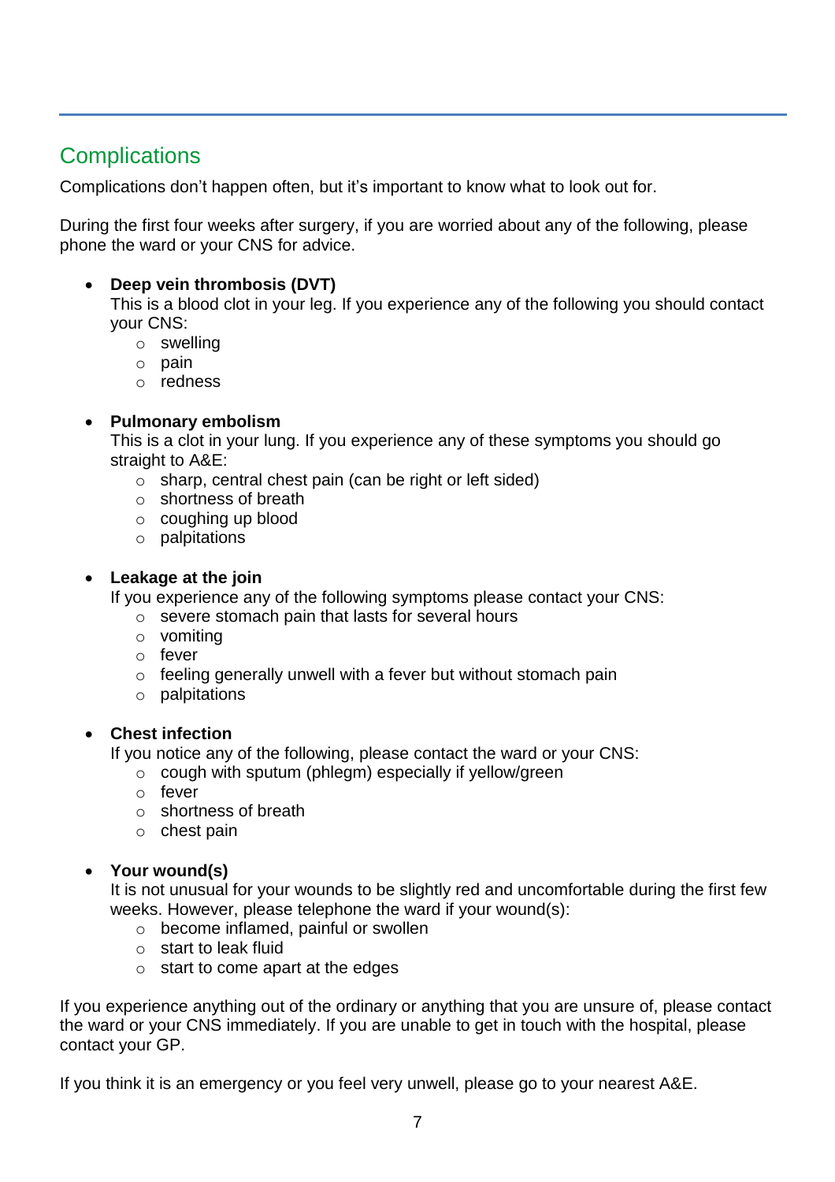## Complications

Complications don't happen often, but it's important to know what to look out for.

During the first four weeks after surgery, if you are worried about any of the following, please phone the ward or your CNS for advice.

- **Deep vein thrombosis (DVT)**
  This is a blood clot in your leg. If you experience any of the following you should contact your CNS:
    - swelling
    - pain
    - redness

- **Pulmonary embolism**
  This is a clot in your lung. If you experience any of these symptoms you should go straight to A&E:
    - sharp, central chest pain (can be right or left sided)
    - shortness of breath
    - coughing up blood
    - palpitations

- **Leakage at the join**
  If you experience any of the following symptoms please contact your CNS:
    - severe stomach pain that lasts for several hours
    - vomiting
    - fever
    - feeling generally unwell with a fever but without stomach pain
    - palpitations

- **Chest infection**
  If you notice any of the following, please contact the ward or your CNS:
    - cough with sputum (phlegm) especially if yellow/green
    - fever
    - shortness of breath
    - chest pain

- **Your wound(s)**
  It is not unusual for your wounds to be slightly red and uncomfortable during the first few weeks. However, please telephone the ward if your wound(s):
    - become inflamed, painful or swollen
    - start to leak fluid
    - start to come apart at the edges

If you experience anything out of the ordinary or anything that you are unsure of, please contact the ward or your CNS immediately. If you are unable to get in touch with the hospital, please contact your GP.

If you think it is an emergency or you feel very unwell, please go to your nearest A&E.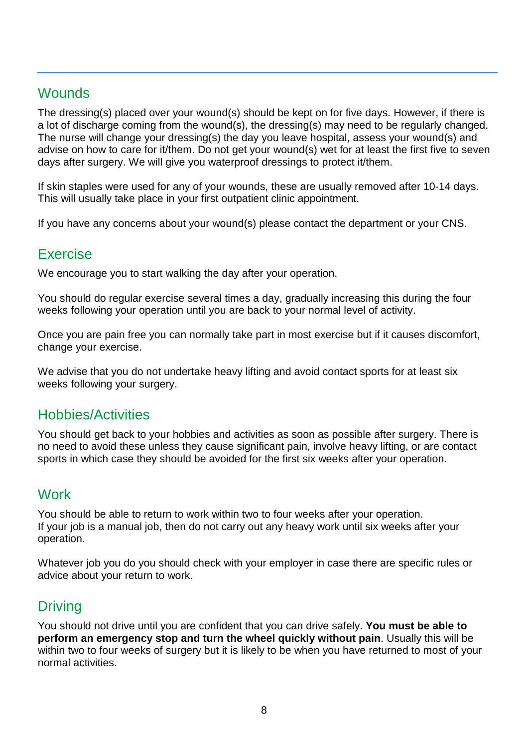## Wounds

The dressing(s) placed over your wound(s) should be kept on for five days. However, if there is a lot of discharge coming from the wound(s), the dressing(s) may need to be regularly changed. The nurse will change your dressing(s) the day you leave hospital, assess your wound(s) and advise on how to care for it/them. Do not get your wound(s) wet for at least the first five to seven days after surgery. We will give you waterproof dressings to protect it/them.

If skin staples were used for any of your wounds, these are usually removed after 10-14 days. This will usually take place in your first outpatient clinic appointment.

If you have any concerns about your wound(s) please contact the department or your CNS.

## Exercise

We encourage you to start walking the day after your operation.

You should do regular exercise several times a day, gradually increasing this during the four weeks following your operation until you are back to your normal level of activity.

Once you are pain free you can normally take part in most exercise but if it causes discomfort, change your exercise.

We advise that you do not undertake heavy lifting and avoid contact sports for at least six weeks following your surgery.

## Hobbies/Activities

You should get back to your hobbies and activities as soon as possible after surgery. There is no need to avoid these unless they cause significant pain, involve heavy lifting, or are contact sports in which case they should be avoided for the first six weeks after your operation.

## Work

You should be able to return to work within two to four weeks after your operation. If your job is a manual job, then do not carry out any heavy work until six weeks after your operation.

Whatever job you do you should check with your employer in case there are specific rules or advice about your return to work.

## Driving

You should not drive until you are confident that you can drive safely. **You must be able to perform an emergency stop and turn the wheel quickly without pain**. Usually this will be within two to four weeks of surgery but it is likely to be when you have returned to most of your normal activities.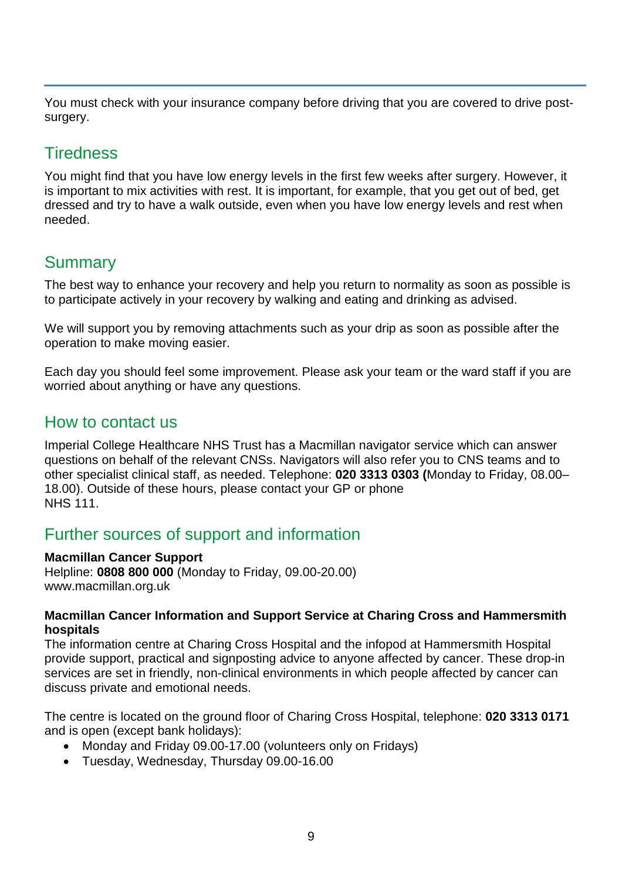You must check with your insurance company before driving that you are covered to drive post-surgery.

## Tiredness

You might find that you have low energy levels in the first few weeks after surgery. However, it is important to mix activities with rest. It is important, for example, that you get out of bed, get dressed and try to have a walk outside, even when you have low energy levels and rest when needed.

## Summary

The best way to enhance your recovery and help you return to normality as soon as possible is to participate actively in your recovery by walking and eating and drinking as advised.

We will support you by removing attachments such as your drip as soon as possible after the operation to make moving easier.

Each day you should feel some improvement. Please ask your team or the ward staff if you are worried about anything or have any questions.

## How to contact us

Imperial College Healthcare NHS Trust has a Macmillan navigator service which can answer questions on behalf of the relevant CNSs. Navigators will also refer you to CNS teams and to other specialist clinical staff, as needed. Telephone: **020 3313 0303 (**Monday to Friday, 08.00–18.00). Outside of these hours, please contact your GP or phone NHS 111.

## Further sources of support and information

**Macmillan Cancer Support**
Helpline: **0808 800 000** (Monday to Friday, 09.00-20.00)
www.macmillan.org.uk

**Macmillan Cancer Information and Support Service at Charing Cross and Hammersmith hospitals**
The information centre at Charing Cross Hospital and the infopod at Hammersmith Hospital provide support, practical and signposting advice to anyone affected by cancer. These drop-in services are set in friendly, non-clinical environments in which people affected by cancer can discuss private and emotional needs.

The centre is located on the ground floor of Charing Cross Hospital, telephone: **020 3313 0171** and is open (except bank holidays):

- Monday and Friday 09.00-17.00 (volunteers only on Fridays)
- Tuesday, Wednesday, Thursday 09.00-16.00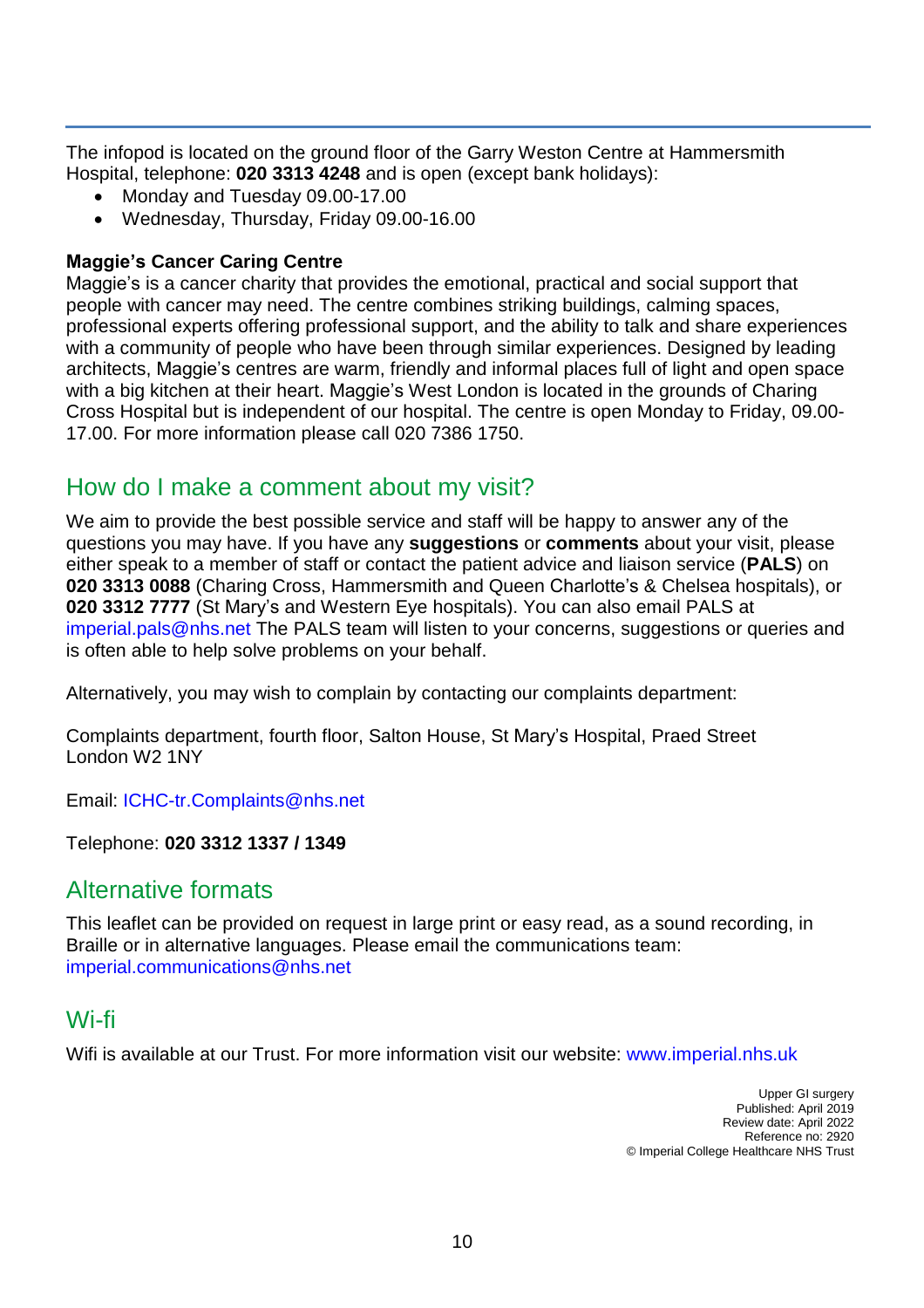The infopod is located on the ground floor of the Garry Weston Centre at Hammersmith Hospital, telephone: **020 3313 4248** and is open (except bank holidays):

- Monday and Tuesday 09.00-17.00
- Wednesday, Thursday, Friday 09.00-16.00

**Maggie's Cancer Caring Centre**
Maggie's is a cancer charity that provides the emotional, practical and social support that people with cancer may need. The centre combines striking buildings, calming spaces, professional experts offering professional support, and the ability to talk and share experiences with a community of people who have been through similar experiences. Designed by leading architects, Maggie's centres are warm, friendly and informal places full of light and open space with a big kitchen at their heart. Maggie's West London is located in the grounds of Charing Cross Hospital but is independent of our hospital. The centre is open Monday to Friday, 09.00-17.00. For more information please call 020 7386 1750.

## How do I make a comment about my visit?

We aim to provide the best possible service and staff will be happy to answer any of the questions you may have. If you have any **suggestions** or **comments** about your visit, please either speak to a member of staff or contact the patient advice and liaison service (**PALS**) on **020 3313 0088** (Charing Cross, Hammersmith and Queen Charlotte's & Chelsea hospitals), or **020 3312 7777** (St Mary's and Western Eye hospitals). You can also email PALS at imperial.pals@nhs.net The PALS team will listen to your concerns, suggestions or queries and is often able to help solve problems on your behalf.

Alternatively, you may wish to complain by contacting our complaints department:

Complaints department, fourth floor, Salton House, St Mary's Hospital, Praed Street
London W2 1NY

Email: ICHC-tr.Complaints@nhs.net

Telephone: **020 3312 1337 / 1349**

## Alternative formats

This leaflet can be provided on request in large print or easy read, as a sound recording, in Braille or in alternative languages. Please email the communications team: imperial.communications@nhs.net

## Wi-fi

Wifi is available at our Trust. For more information visit our website: www.imperial.nhs.uk

Upper GI surgery
Published: April 2019
Review date: April 2022
Reference no: 2920
© Imperial College Healthcare NHS Trust